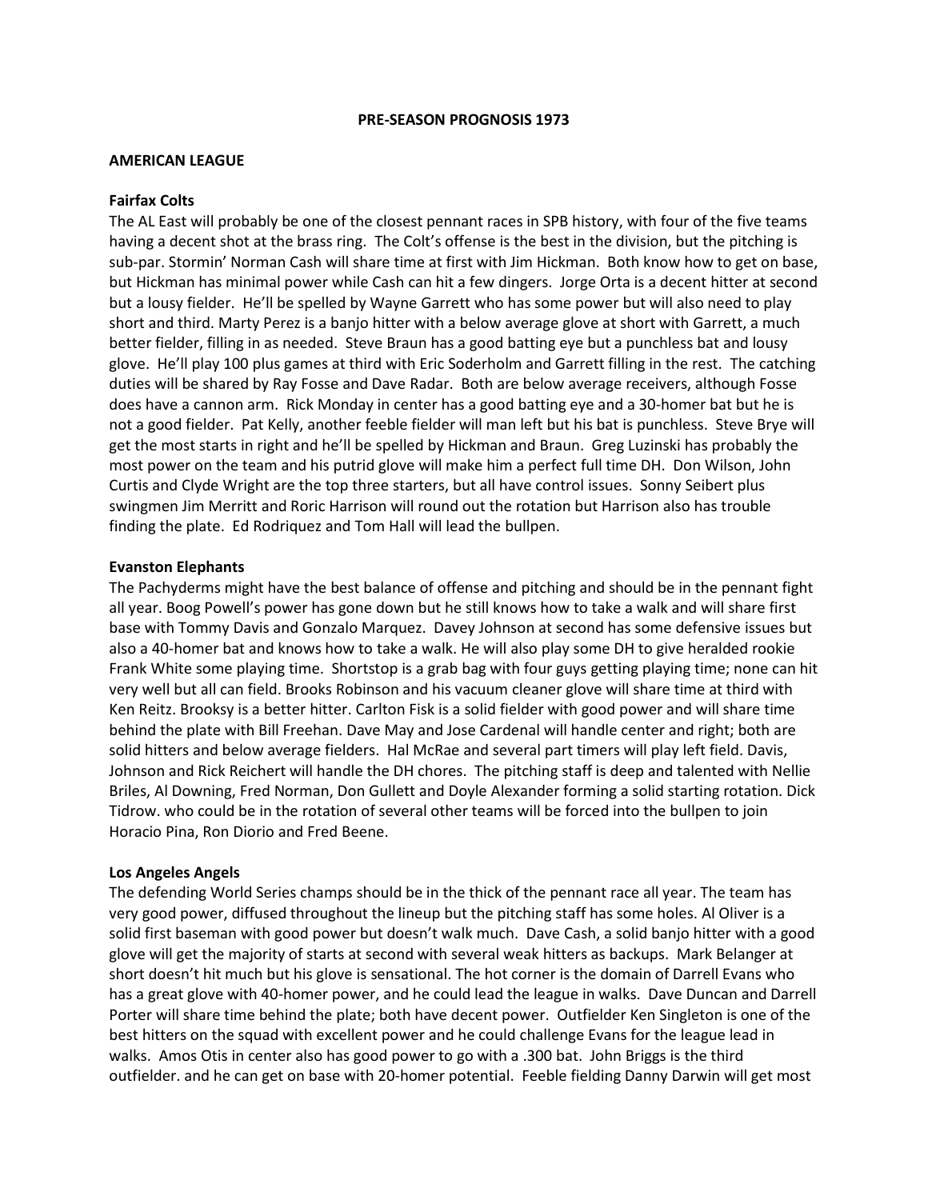**PRE-SEASON PROGNOSIS 1973**

**AMERICAN LEAGUE**

**Fairfax Colts**

The AL East will probably be one of the closest pennant races in SPB history, with four of the five teams having a decent shot at the brass ring. The Colt's offense is the best in the division, but the pitching is sub-par. Stormin' Norman Cash will share time at first with Jim Hickman. Both know how to get on base, but Hickman has minimal power while Cash can hit a few dingers. Jorge Orta is a decent hitter at second but a lousy fielder. He'll be spelled by Wayne Garrett who has some power but will also need to play short and third. Marty Perez is a banjo hitter with a below average glove at short with Garrett, a much better fielder, filling in as needed. Steve Braun has a good batting eye but a punchless bat and lousy glove. He'll play 100 plus games at third with Eric Soderholm and Garrett filling in the rest. The catching duties will be shared by Ray Fosse and Dave Radar. Both are below average receivers, although Fosse does have a cannon arm. Rick Monday in center has a good batting eye and a 30-homer bat but he is not a good fielder. Pat Kelly, another feeble fielder will man left but his bat is punchless. Steve Brye will get the most starts in right and he'll be spelled by Hickman and Braun. Greg Luzinski has probably the most power on the team and his putrid glove will make him a perfect full time DH. Don Wilson, John Curtis and Clyde Wright are the top three starters, but all have control issues. Sonny Seibert plus swingmen Jim Merritt and Roric Harrison will round out the rotation but Harrison also has trouble finding the plate. Ed Rodriquez and Tom Hall will lead the bullpen.

**Evanston Elephants**

The Pachyderms might have the best balance of offense and pitching and should be in the pennant fight all year. Boog Powell's power has gone down but he still knows how to take a walk and will share first base with Tommy Davis and Gonzalo Marquez. Davey Johnson at second has some defensive issues but also a 40-homer bat and knows how to take a walk. He will also play some DH to give heralded rookie Frank White some playing time. Shortstop is a grab bag with four guys getting playing time; none can hit very well but all can field. Brooks Robinson and his vacuum cleaner glove will share time at third with Ken Reitz. Brooksy is a better hitter. Carlton Fisk is a solid fielder with good power and will share time behind the plate with Bill Freehan. Dave May and Jose Cardenal will handle center and right; both are solid hitters and below average fielders. Hal McRae and several part timers will play left field. Davis, Johnson and Rick Reichert will handle the DH chores. The pitching staff is deep and talented with Nellie Briles, Al Downing, Fred Norman, Don Gullett and Doyle Alexander forming a solid starting rotation. Dick Tidrow. who could be in the rotation of several other teams will be forced into the bullpen to join Horacio Pina, Ron Diorio and Fred Beene.

**Los Angeles Angels**

The defending World Series champs should be in the thick of the pennant race all year. The team has very good power, diffused throughout the lineup but the pitching staff has some holes. Al Oliver is a solid first baseman with good power but doesn't walk much. Dave Cash, a solid banjo hitter with a good glove will get the majority of starts at second with several weak hitters as backups. Mark Belanger at short doesn't hit much but his glove is sensational. The hot corner is the domain of Darrell Evans who has a great glove with 40-homer power, and he could lead the league in walks. Dave Duncan and Darrell Porter will share time behind the plate; both have decent power. Outfielder Ken Singleton is one of the best hitters on the squad with excellent power and he could challenge Evans for the league lead in walks. Amos Otis in center also has good power to go with a .300 bat. John Briggs is the third outfielder. and he can get on base with 20-homer potential. Feeble fielding Danny Darwin will get most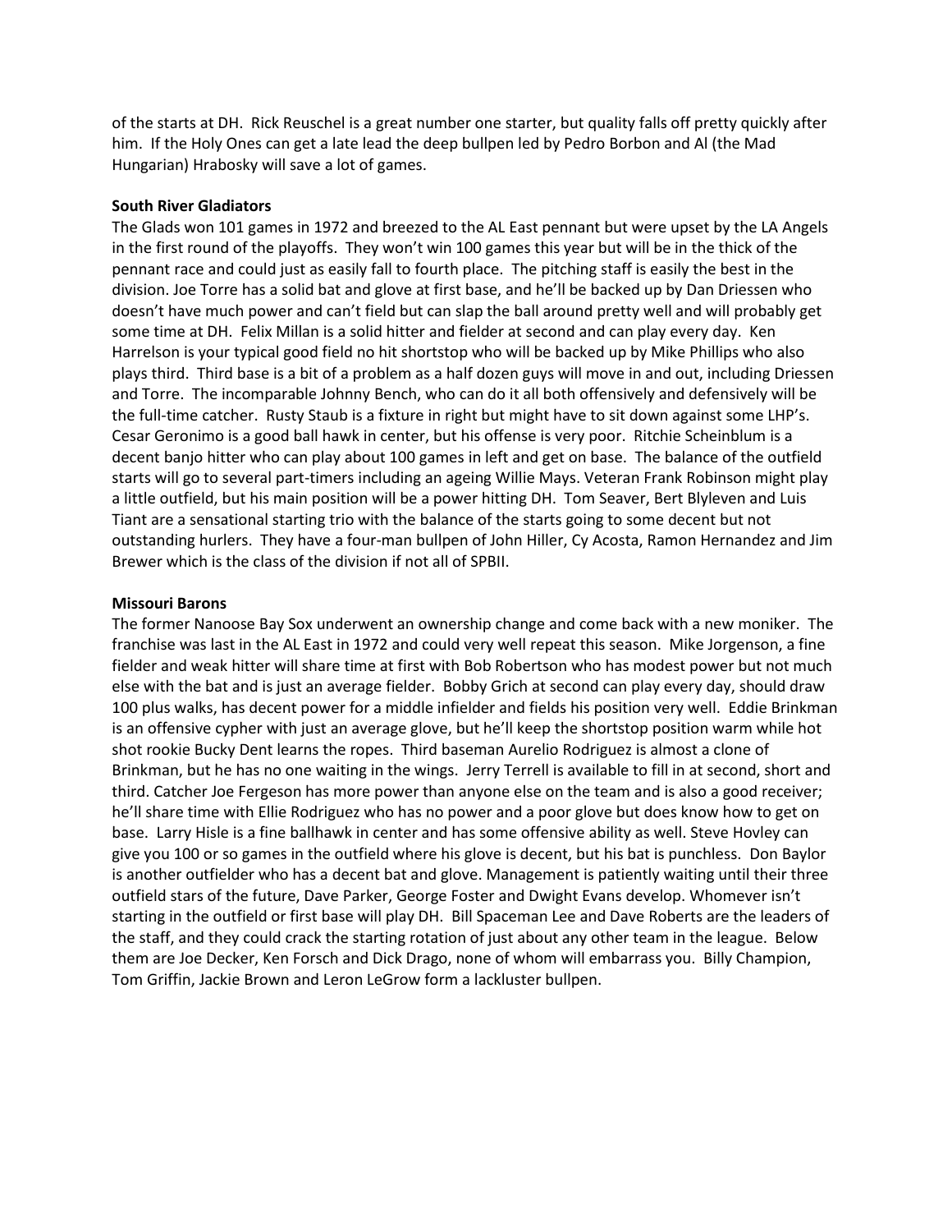of the starts at DH. Rick Reuschel is a great number one starter, but quality falls off pretty quickly after him. If the Holy Ones can get a late lead the deep bullpen led by Pedro Borbon and Al (the Mad Hungarian) Hrabosky will save a lot of games.

**South River Gladiators**

The Glads won 101 games in 1972 and breezed to the AL East pennant but were upset by the LA Angels in the first round of the playoffs. They won't win 100 games this year but will be in the thick of the pennant race and could just as easily fall to fourth place. The pitching staff is easily the best in the division. Joe Torre has a solid bat and glove at first base, and he'll be backed up by Dan Driessen who doesn't have much power and can't field but can slap the ball around pretty well and will probably get some time at DH. Felix Millan is a solid hitter and fielder at second and can play every day. Ken Harrelson is your typical good field no hit shortstop who will be backed up by Mike Phillips who also plays third. Third base is a bit of a problem as a half dozen guys will move in and out, including Driessen and Torre. The incomparable Johnny Bench, who can do it all both offensively and defensively will be the full-time catcher. Rusty Staub is a fixture in right but might have to sit down against some LHP's. Cesar Geronimo is a good ball hawk in center, but his offense is very poor. Ritchie Scheinblum is a decent banjo hitter who can play about 100 games in left and get on base. The balance of the outfield starts will go to several part-timers including an ageing Willie Mays. Veteran Frank Robinson might play a little outfield, but his main position will be a power hitting DH. Tom Seaver, Bert Blyleven and Luis Tiant are a sensational starting trio with the balance of the starts going to some decent but not outstanding hurlers. They have a four-man bullpen of John Hiller, Cy Acosta, Ramon Hernandez and Jim Brewer which is the class of the division if not all of SPBII.

**Missouri Barons**

The former Nanoose Bay Sox underwent an ownership change and come back with a new moniker. The franchise was last in the AL East in 1972 and could very well repeat this season. Mike Jorgenson, a fine fielder and weak hitter will share time at first with Bob Robertson who has modest power but not much else with the bat and is just an average fielder. Bobby Grich at second can play every day, should draw 100 plus walks, has decent power for a middle infielder and fields his position very well. Eddie Brinkman is an offensive cypher with just an average glove, but he'll keep the shortstop position warm while hot shot rookie Bucky Dent learns the ropes. Third baseman Aurelio Rodriguez is almost a clone of Brinkman, but he has no one waiting in the wings. Jerry Terrell is available to fill in at second, short and third. Catcher Joe Fergeson has more power than anyone else on the team and is also a good receiver; he'll share time with Ellie Rodriguez who has no power and a poor glove but does know how to get on base. Larry Hisle is a fine ballhawk in center and has some offensive ability as well. Steve Hovley can give you 100 or so games in the outfield where his glove is decent, but his bat is punchless. Don Baylor is another outfielder who has a decent bat and glove. Management is patiently waiting until their three outfield stars of the future, Dave Parker, George Foster and Dwight Evans develop. Whomever isn't starting in the outfield or first base will play DH. Bill Spaceman Lee and Dave Roberts are the leaders of the staff, and they could crack the starting rotation of just about any other team in the league. Below them are Joe Decker, Ken Forsch and Dick Drago, none of whom will embarrass you. Billy Champion, Tom Griffin, Jackie Brown and Leron LeGrow form a lackluster bullpen.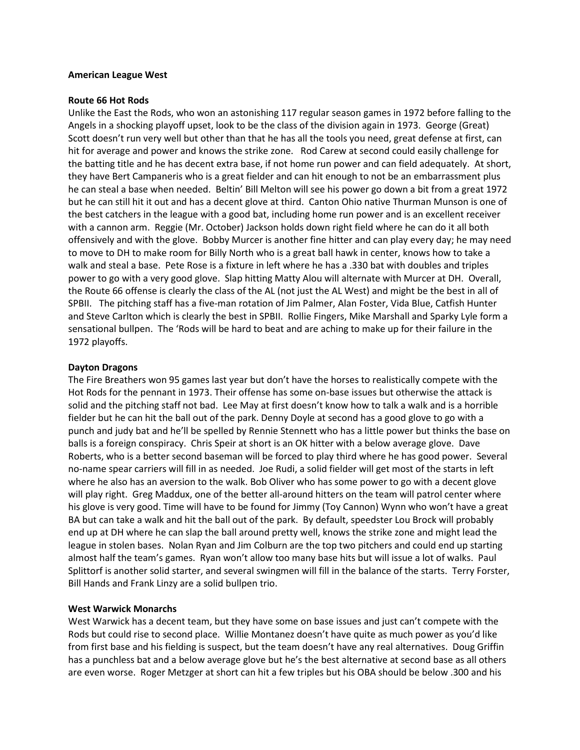**American League West**

**Route 66 Hot Rods**

Unlike the East the Rods, who won an astonishing 117 regular season games in 1972 before falling to the Angels in a shocking playoff upset, look to be the class of the division again in 1973. George (Great) Scott doesn't run very well but other than that he has all the tools you need, great defense at first, can hit for average and power and knows the strike zone. Rod Carew at second could easily challenge for the batting title and he has decent extra base, if not home run power and can field adequately. At short, they have Bert Campaneris who is a great fielder and can hit enough to not be an embarrassment plus he can steal a base when needed. Beltin' Bill Melton will see his power go down a bit from a great 1972 but he can still hit it out and has a decent glove at third. Canton Ohio native Thurman Munson is one of the best catchers in the league with a good bat, including home run power and is an excellent receiver with a cannon arm. Reggie (Mr. October) Jackson holds down right field where he can do it all both offensively and with the glove. Bobby Murcer is another fine hitter and can play every day; he may need to move to DH to make room for Billy North who is a great ball hawk in center, knows how to take a walk and steal a base. Pete Rose is a fixture in left where he has a .330 bat with doubles and triples power to go with a very good glove. Slap hitting Matty Alou will alternate with Murcer at DH. Overall, the Route 66 offense is clearly the class of the AL (not just the AL West) and might be the best in all of SPBII. The pitching staff has a five-man rotation of Jim Palmer, Alan Foster, Vida Blue, Catfish Hunter and Steve Carlton which is clearly the best in SPBII. Rollie Fingers, Mike Marshall and Sparky Lyle form a sensational bullpen. The 'Rods will be hard to beat and are aching to make up for their failure in the 1972 playoffs.

**Dayton Dragons**

The Fire Breathers won 95 games last year but don't have the horses to realistically compete with the Hot Rods for the pennant in 1973. Their offense has some on-base issues but otherwise the attack is solid and the pitching staff not bad. Lee May at first doesn't know how to talk a walk and is a horrible fielder but he can hit the ball out of the park. Denny Doyle at second has a good glove to go with a punch and judy bat and he'll be spelled by Rennie Stennett who has a little power but thinks the base on balls is a foreign conspiracy. Chris Speir at short is an OK hitter with a below average glove. Dave Roberts, who is a better second baseman will be forced to play third where he has good power. Several no-name spear carriers will fill in as needed. Joe Rudi, a solid fielder will get most of the starts in left where he also has an aversion to the walk. Bob Oliver who has some power to go with a decent glove will play right. Greg Maddux, one of the better all-around hitters on the team will patrol center where his glove is very good. Time will have to be found for Jimmy (Toy Cannon) Wynn who won't have a great BA but can take a walk and hit the ball out of the park. By default, speedster Lou Brock will probably end up at DH where he can slap the ball around pretty well, knows the strike zone and might lead the league in stolen bases. Nolan Ryan and Jim Colburn are the top two pitchers and could end up starting almost half the team's games. Ryan won't allow too many base hits but will issue a lot of walks. Paul Splittorf is another solid starter, and several swingmen will fill in the balance of the starts. Terry Forster, Bill Hands and Frank Linzy are a solid bullpen trio.

**West Warwick Monarchs**

West Warwick has a decent team, but they have some on base issues and just can't compete with the Rods but could rise to second place. Willie Montanez doesn't have quite as much power as you'd like from first base and his fielding is suspect, but the team doesn't have any real alternatives. Doug Griffin has a punchless bat and a below average glove but he's the best alternative at second base as all others are even worse. Roger Metzger at short can hit a few triples but his OBA should be below .300 and his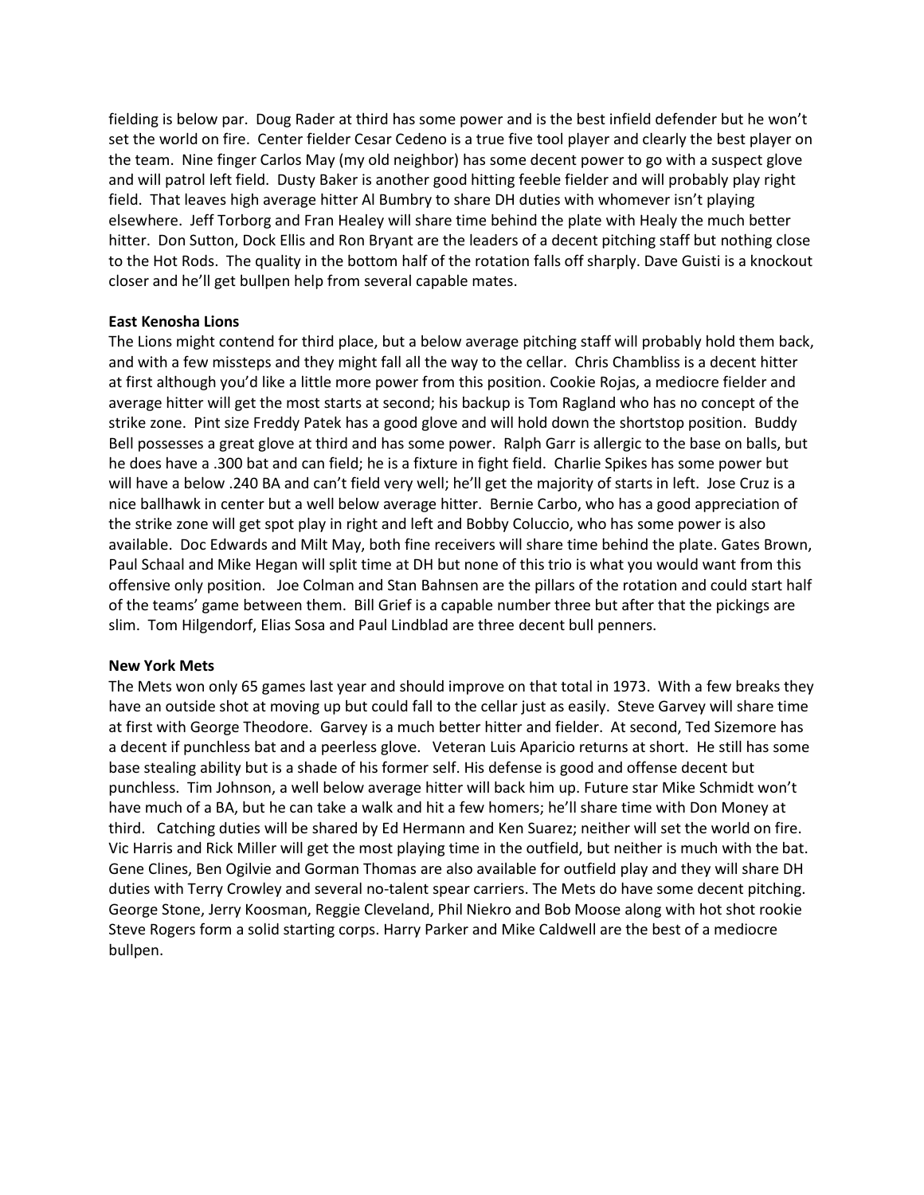fielding is below par. Doug Rader at third has some power and is the best infield defender but he won't set the world on fire. Center fielder Cesar Cedeno is a true five tool player and clearly the best player on the team. Nine finger Carlos May (my old neighbor) has some decent power to go with a suspect glove and will patrol left field. Dusty Baker is another good hitting feeble fielder and will probably play right field. That leaves high average hitter Al Bumbry to share DH duties with whomever isn't playing elsewhere. Jeff Torborg and Fran Healey will share time behind the plate with Healy the much better hitter. Don Sutton, Dock Ellis and Ron Bryant are the leaders of a decent pitching staff but nothing close to the Hot Rods. The quality in the bottom half of the rotation falls off sharply. Dave Guisti is a knockout closer and he'll get bullpen help from several capable mates.

**East Kenosha Lions**

The Lions might contend for third place, but a below average pitching staff will probably hold them back, and with a few missteps and they might fall all the way to the cellar. Chris Chambliss is a decent hitter at first although you'd like a little more power from this position. Cookie Rojas, a mediocre fielder and average hitter will get the most starts at second; his backup is Tom Ragland who has no concept of the strike zone. Pint size Freddy Patek has a good glove and will hold down the shortstop position. Buddy Bell possesses a great glove at third and has some power. Ralph Garr is allergic to the base on balls, but he does have a .300 bat and can field; he is a fixture in fight field. Charlie Spikes has some power but will have a below .240 BA and can't field very well; he'll get the majority of starts in left. Jose Cruz is a nice ballhawk in center but a well below average hitter. Bernie Carbo, who has a good appreciation of the strike zone will get spot play in right and left and Bobby Coluccio, who has some power is also available. Doc Edwards and Milt May, both fine receivers will share time behind the plate. Gates Brown, Paul Schaal and Mike Hegan will split time at DH but none of this trio is what you would want from this offensive only position. Joe Colman and Stan Bahnsen are the pillars of the rotation and could start half of the teams' game between them. Bill Grief is a capable number three but after that the pickings are slim. Tom Hilgendorf, Elias Sosa and Paul Lindblad are three decent bull penners.

**New York Mets**

The Mets won only 65 games last year and should improve on that total in 1973. With a few breaks they have an outside shot at moving up but could fall to the cellar just as easily. Steve Garvey will share time at first with George Theodore. Garvey is a much better hitter and fielder. At second, Ted Sizemore has a decent if punchless bat and a peerless glove. Veteran Luis Aparicio returns at short. He still has some base stealing ability but is a shade of his former self. His defense is good and offense decent but punchless. Tim Johnson, a well below average hitter will back him up. Future star Mike Schmidt won't have much of a BA, but he can take a walk and hit a few homers; he'll share time with Don Money at third. Catching duties will be shared by Ed Hermann and Ken Suarez; neither will set the world on fire. Vic Harris and Rick Miller will get the most playing time in the outfield, but neither is much with the bat. Gene Clines, Ben Ogilvie and Gorman Thomas are also available for outfield play and they will share DH duties with Terry Crowley and several no-talent spear carriers. The Mets do have some decent pitching. George Stone, Jerry Koosman, Reggie Cleveland, Phil Niekro and Bob Moose along with hot shot rookie Steve Rogers form a solid starting corps. Harry Parker and Mike Caldwell are the best of a mediocre bullpen.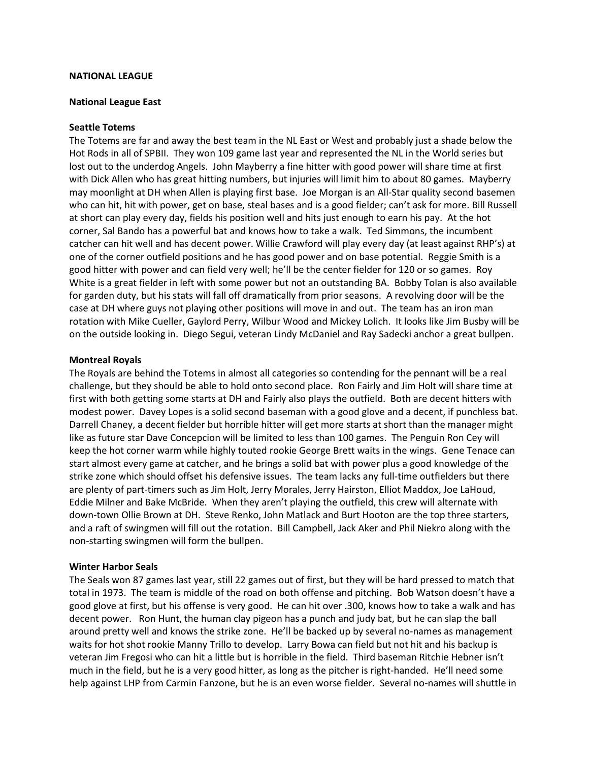**NATIONAL LEAGUE**

**National League East**

**Seattle Totems**

The Totems are far and away the best team in the NL East or West and probably just a shade below the Hot Rods in all of SPBII. They won 109 game last year and represented the NL in the World series but lost out to the underdog Angels. John Mayberry a fine hitter with good power will share time at first with Dick Allen who has great hitting numbers, but injuries will limit him to about 80 games. Mayberry may moonlight at DH when Allen is playing first base. Joe Morgan is an All-Star quality second basemen who can hit, hit with power, get on base, steal bases and is a good fielder; can't ask for more. Bill Russell at short can play every day, fields his position well and hits just enough to earn his pay. At the hot corner, Sal Bando has a powerful bat and knows how to take a walk. Ted Simmons, the incumbent catcher can hit well and has decent power. Willie Crawford will play every day (at least against RHP's) at one of the corner outfield positions and he has good power and on base potential. Reggie Smith is a good hitter with power and can field very well; he'll be the center fielder for 120 or so games. Roy White is a great fielder in left with some power but not an outstanding BA. Bobby Tolan is also available for garden duty, but his stats will fall off dramatically from prior seasons. A revolving door will be the case at DH where guys not playing other positions will move in and out. The team has an iron man rotation with Mike Cueller, Gaylord Perry, Wilbur Wood and Mickey Lolich. It looks like Jim Busby will be on the outside looking in. Diego Segui, veteran Lindy McDaniel and Ray Sadecki anchor a great bullpen.

**Montreal Royals**

The Royals are behind the Totems in almost all categories so contending for the pennant will be a real challenge, but they should be able to hold onto second place. Ron Fairly and Jim Holt will share time at first with both getting some starts at DH and Fairly also plays the outfield. Both are decent hitters with modest power. Davey Lopes is a solid second baseman with a good glove and a decent, if punchless bat. Darrell Chaney, a decent fielder but horrible hitter will get more starts at short than the manager might like as future star Dave Concepcion will be limited to less than 100 games. The Penguin Ron Cey will keep the hot corner warm while highly touted rookie George Brett waits in the wings. Gene Tenace can start almost every game at catcher, and he brings a solid bat with power plus a good knowledge of the strike zone which should offset his defensive issues. The team lacks any full-time outfielders but there are plenty of part-timers such as Jim Holt, Jerry Morales, Jerry Hairston, Elliot Maddox, Joe LaHoud, Eddie Milner and Bake McBride. When they aren't playing the outfield, this crew will alternate with down-town Ollie Brown at DH. Steve Renko, John Matlack and Burt Hooton are the top three starters, and a raft of swingmen will fill out the rotation. Bill Campbell, Jack Aker and Phil Niekro along with the non-starting swingmen will form the bullpen.

**Winter Harbor Seals**

The Seals won 87 games last year, still 22 games out of first, but they will be hard pressed to match that total in 1973. The team is middle of the road on both offense and pitching. Bob Watson doesn't have a good glove at first, but his offense is very good. He can hit over .300, knows how to take a walk and has decent power. Ron Hunt, the human clay pigeon has a punch and judy bat, but he can slap the ball around pretty well and knows the strike zone. He'll be backed up by several no-names as management waits for hot shot rookie Manny Trillo to develop. Larry Bowa can field but not hit and his backup is veteran Jim Fregosi who can hit a little but is horrible in the field. Third baseman Ritchie Hebner isn't much in the field, but he is a very good hitter, as long as the pitcher is right-handed. He'll need some help against LHP from Carmin Fanzone, but he is an even worse fielder. Several no-names will shuttle in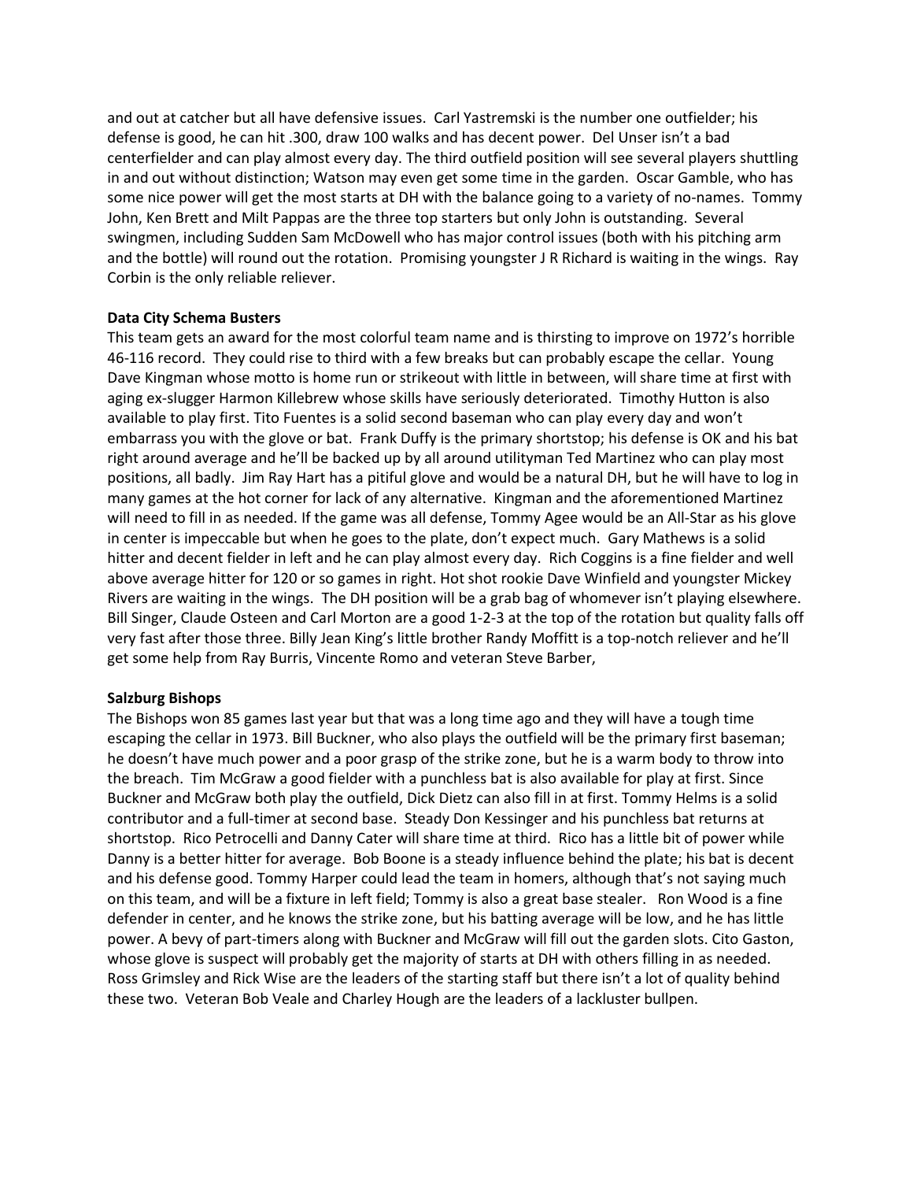and out at catcher but all have defensive issues. Carl Yastremski is the number one outfielder; his defense is good, he can hit .300, draw 100 walks and has decent power. Del Unser isn't a bad centerfielder and can play almost every day. The third outfield position will see several players shuttling in and out without distinction; Watson may even get some time in the garden. Oscar Gamble, who has some nice power will get the most starts at DH with the balance going to a variety of no-names. Tommy John, Ken Brett and Milt Pappas are the three top starters but only John is outstanding. Several swingmen, including Sudden Sam McDowell who has major control issues (both with his pitching arm and the bottle) will round out the rotation. Promising youngster J R Richard is waiting in the wings. Ray Corbin is the only reliable reliever.

**Data City Schema Busters**

This team gets an award for the most colorful team name and is thirsting to improve on 1972's horrible 46-116 record. They could rise to third with a few breaks but can probably escape the cellar. Young Dave Kingman whose motto is home run or strikeout with little in between, will share time at first with aging ex-slugger Harmon Killebrew whose skills have seriously deteriorated. Timothy Hutton is also available to play first. Tito Fuentes is a solid second baseman who can play every day and won't embarrass you with the glove or bat. Frank Duffy is the primary shortstop; his defense is OK and his bat right around average and he'll be backed up by all around utilityman Ted Martinez who can play most positions, all badly. Jim Ray Hart has a pitiful glove and would be a natural DH, but he will have to log in many games at the hot corner for lack of any alternative. Kingman and the aforementioned Martinez will need to fill in as needed. If the game was all defense, Tommy Agee would be an All-Star as his glove in center is impeccable but when he goes to the plate, don't expect much. Gary Mathews is a solid hitter and decent fielder in left and he can play almost every day. Rich Coggins is a fine fielder and well above average hitter for 120 or so games in right. Hot shot rookie Dave Winfield and youngster Mickey Rivers are waiting in the wings. The DH position will be a grab bag of whomever isn't playing elsewhere. Bill Singer, Claude Osteen and Carl Morton are a good 1-2-3 at the top of the rotation but quality falls off very fast after those three. Billy Jean King's little brother Randy Moffitt is a top-notch reliever and he'll get some help from Ray Burris, Vincente Romo and veteran Steve Barber,

**Salzburg Bishops**

The Bishops won 85 games last year but that was a long time ago and they will have a tough time escaping the cellar in 1973. Bill Buckner, who also plays the outfield will be the primary first baseman; he doesn't have much power and a poor grasp of the strike zone, but he is a warm body to throw into the breach. Tim McGraw a good fielder with a punchless bat is also available for play at first. Since Buckner and McGraw both play the outfield, Dick Dietz can also fill in at first. Tommy Helms is a solid contributor and a full-timer at second base. Steady Don Kessinger and his punchless bat returns at shortstop. Rico Petrocelli and Danny Cater will share time at third. Rico has a little bit of power while Danny is a better hitter for average. Bob Boone is a steady influence behind the plate; his bat is decent and his defense good. Tommy Harper could lead the team in homers, although that's not saying much on this team, and will be a fixture in left field; Tommy is also a great base stealer. Ron Wood is a fine defender in center, and he knows the strike zone, but his batting average will be low, and he has little power. A bevy of part-timers along with Buckner and McGraw will fill out the garden slots. Cito Gaston, whose glove is suspect will probably get the majority of starts at DH with others filling in as needed. Ross Grimsley and Rick Wise are the leaders of the starting staff but there isn't a lot of quality behind these two. Veteran Bob Veale and Charley Hough are the leaders of a lackluster bullpen.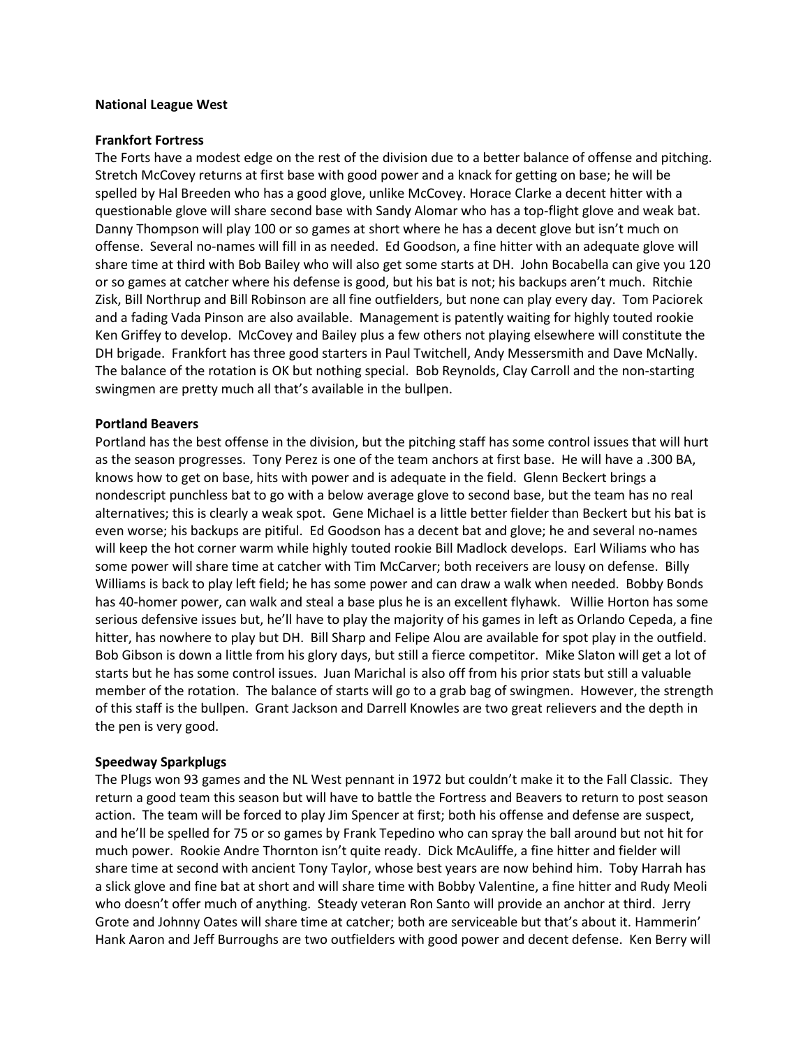**National League West**

**Frankfort Fortress**

The Forts have a modest edge on the rest of the division due to a better balance of offense and pitching. Stretch McCovey returns at first base with good power and a knack for getting on base; he will be spelled by Hal Breeden who has a good glove, unlike McCovey. Horace Clarke a decent hitter with a questionable glove will share second base with Sandy Alomar who has a top-flight glove and weak bat. Danny Thompson will play 100 or so games at short where he has a decent glove but isn't much on offense. Several no-names will fill in as needed. Ed Goodson, a fine hitter with an adequate glove will share time at third with Bob Bailey who will also get some starts at DH. John Bocabella can give you 120 or so games at catcher where his defense is good, but his bat is not; his backups aren't much. Ritchie Zisk, Bill Northrup and Bill Robinson are all fine outfielders, but none can play every day. Tom Paciorek and a fading Vada Pinson are also available. Management is patently waiting for highly touted rookie Ken Griffey to develop. McCovey and Bailey plus a few others not playing elsewhere will constitute the DH brigade. Frankfort has three good starters in Paul Twitchell, Andy Messersmith and Dave McNally. The balance of the rotation is OK but nothing special. Bob Reynolds, Clay Carroll and the non-starting swingmen are pretty much all that's available in the bullpen.

**Portland Beavers**

Portland has the best offense in the division, but the pitching staff has some control issues that will hurt as the season progresses. Tony Perez is one of the team anchors at first base. He will have a .300 BA, knows how to get on base, hits with power and is adequate in the field. Glenn Beckert brings a nondescript punchless bat to go with a below average glove to second base, but the team has no real alternatives; this is clearly a weak spot. Gene Michael is a little better fielder than Beckert but his bat is even worse; his backups are pitiful. Ed Goodson has a decent bat and glove; he and several no-names will keep the hot corner warm while highly touted rookie Bill Madlock develops. Earl Wiliams who has some power will share time at catcher with Tim McCarver; both receivers are lousy on defense. Billy Williams is back to play left field; he has some power and can draw a walk when needed. Bobby Bonds has 40-homer power, can walk and steal a base plus he is an excellent flyhawk. Willie Horton has some serious defensive issues but, he'll have to play the majority of his games in left as Orlando Cepeda, a fine hitter, has nowhere to play but DH. Bill Sharp and Felipe Alou are available for spot play in the outfield. Bob Gibson is down a little from his glory days, but still a fierce competitor. Mike Slaton will get a lot of starts but he has some control issues. Juan Marichal is also off from his prior stats but still a valuable member of the rotation. The balance of starts will go to a grab bag of swingmen. However, the strength of this staff is the bullpen. Grant Jackson and Darrell Knowles are two great relievers and the depth in the pen is very good.

**Speedway Sparkplugs**

The Plugs won 93 games and the NL West pennant in 1972 but couldn't make it to the Fall Classic. They return a good team this season but will have to battle the Fortress and Beavers to return to post season action. The team will be forced to play Jim Spencer at first; both his offense and defense are suspect, and he'll be spelled for 75 or so games by Frank Tepedino who can spray the ball around but not hit for much power. Rookie Andre Thornton isn't quite ready. Dick McAuliffe, a fine hitter and fielder will share time at second with ancient Tony Taylor, whose best years are now behind him. Toby Harrah has a slick glove and fine bat at short and will share time with Bobby Valentine, a fine hitter and Rudy Meoli who doesn't offer much of anything. Steady veteran Ron Santo will provide an anchor at third. Jerry Grote and Johnny Oates will share time at catcher; both are serviceable but that's about it. Hammerin' Hank Aaron and Jeff Burroughs are two outfielders with good power and decent defense. Ken Berry will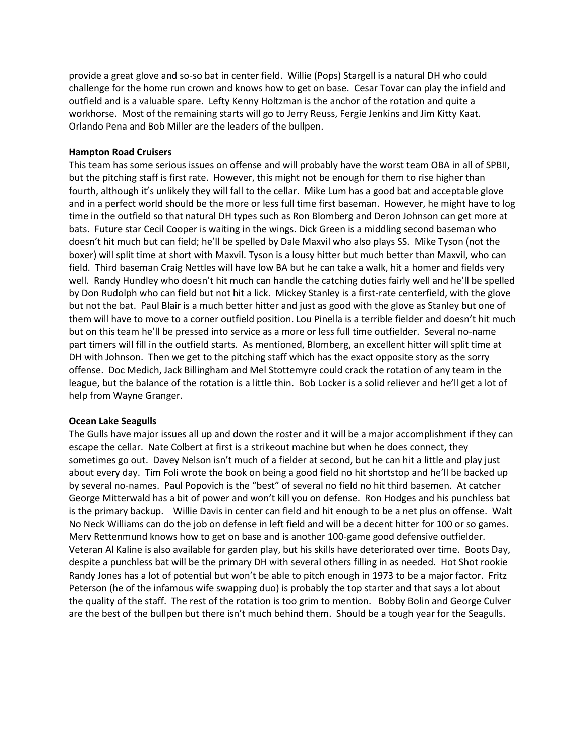provide a great glove and so-so bat in center field. Willie (Pops) Stargell is a natural DH who could challenge for the home run crown and knows how to get on base. Cesar Tovar can play the infield and outfield and is a valuable spare. Lefty Kenny Holtzman is the anchor of the rotation and quite a workhorse. Most of the remaining starts will go to Jerry Reuss, Fergie Jenkins and Jim Kitty Kaat. Orlando Pena and Bob Miller are the leaders of the bullpen.

**Hampton Road Cruisers**

This team has some serious issues on offense and will probably have the worst team OBA in all of SPBII, but the pitching staff is first rate. However, this might not be enough for them to rise higher than fourth, although it's unlikely they will fall to the cellar. Mike Lum has a good bat and acceptable glove and in a perfect world should be the more or less full time first baseman. However, he might have to log time in the outfield so that natural DH types such as Ron Blomberg and Deron Johnson can get more at bats. Future star Cecil Cooper is waiting in the wings. Dick Green is a middling second baseman who doesn't hit much but can field; he'll be spelled by Dale Maxvil who also plays SS. Mike Tyson (not the boxer) will split time at short with Maxvil. Tyson is a lousy hitter but much better than Maxvil, who can field. Third baseman Craig Nettles will have low BA but he can take a walk, hit a homer and fields very well. Randy Hundley who doesn't hit much can handle the catching duties fairly well and he'll be spelled by Don Rudolph who can field but not hit a lick. Mickey Stanley is a first-rate centerfield, with the glove but not the bat. Paul Blair is a much better hitter and just as good with the glove as Stanley but one of them will have to move to a corner outfield position. Lou Pinella is a terrible fielder and doesn't hit much but on this team he'll be pressed into service as a more or less full time outfielder. Several no-name part timers will fill in the outfield starts. As mentioned, Blomberg, an excellent hitter will split time at DH with Johnson. Then we get to the pitching staff which has the exact opposite story as the sorry offense. Doc Medich, Jack Billingham and Mel Stottemyre could crack the rotation of any team in the league, but the balance of the rotation is a little thin. Bob Locker is a solid reliever and he'll get a lot of help from Wayne Granger.

**Ocean Lake Seagulls**

The Gulls have major issues all up and down the roster and it will be a major accomplishment if they can escape the cellar. Nate Colbert at first is a strikeout machine but when he does connect, they sometimes go out. Davey Nelson isn't much of a fielder at second, but he can hit a little and play just about every day. Tim Foli wrote the book on being a good field no hit shortstop and he'll be backed up by several no-names. Paul Popovich is the "best" of several no field no hit third basemen. At catcher George Mitterwald has a bit of power and won't kill you on defense. Ron Hodges and his punchless bat is the primary backup. Willie Davis in center can field and hit enough to be a net plus on offense. Walt No Neck Williams can do the job on defense in left field and will be a decent hitter for 100 or so games. Merv Rettenmund knows how to get on base and is another 100-game good defensive outfielder. Veteran Al Kaline is also available for garden play, but his skills have deteriorated over time. Boots Day, despite a punchless bat will be the primary DH with several others filling in as needed. Hot Shot rookie Randy Jones has a lot of potential but won't be able to pitch enough in 1973 to be a major factor. Fritz Peterson (he of the infamous wife swapping duo) is probably the top starter and that says a lot about the quality of the staff. The rest of the rotation is too grim to mention. Bobby Bolin and George Culver are the best of the bullpen but there isn't much behind them. Should be a tough year for the Seagulls.